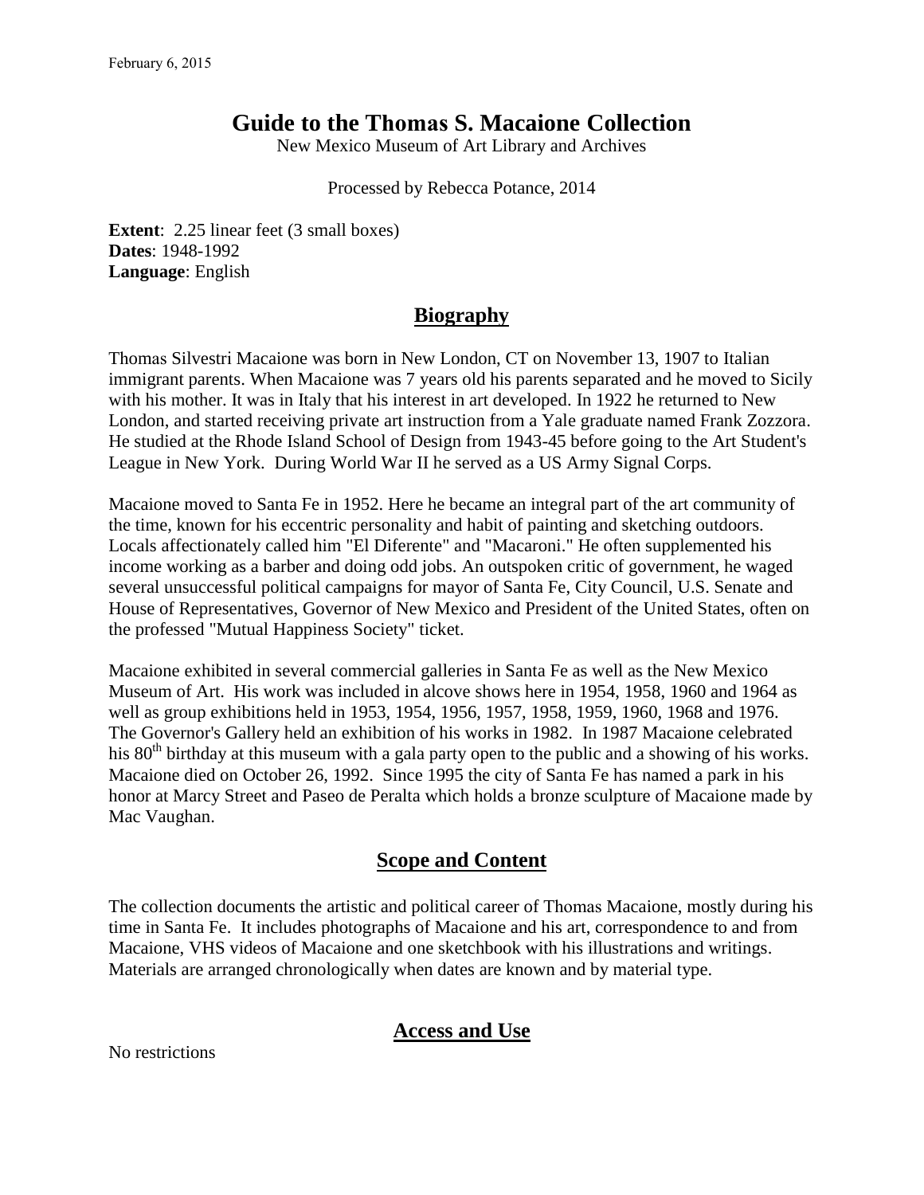February 6, 2015

# Guide to the Thomas S. Macaione Collection

New Mexico Museum of Art Library and Archives

Processed by Rebecca Potance, 2014

**Extent**: 2.25 linear feet (3 small boxes)
**Dates**: 1948-1992
**Language**: English

## Biography

Thomas Silvestri Macaione was born in New London, CT on November 13, 1907 to Italian immigrant parents. When Macaione was 7 years old his parents separated and he moved to Sicily with his mother. It was in Italy that his interest in art developed. In 1922 he returned to New London, and started receiving private art instruction from a Yale graduate named Frank Zozzora. He studied at the Rhode Island School of Design from 1943-45 before going to the Art Student's League in New York. During World War II he served as a US Army Signal Corps.

Macaione moved to Santa Fe in 1952. Here he became an integral part of the art community of the time, known for his eccentric personality and habit of painting and sketching outdoors. Locals affectionately called him "El Diferente" and "Macaroni." He often supplemented his income working as a barber and doing odd jobs. An outspoken critic of government, he waged several unsuccessful political campaigns for mayor of Santa Fe, City Council, U.S. Senate and House of Representatives, Governor of New Mexico and President of the United States, often on the professed "Mutual Happiness Society" ticket.

Macaione exhibited in several commercial galleries in Santa Fe as well as the New Mexico Museum of Art. His work was included in alcove shows here in 1954, 1958, 1960 and 1964 as well as group exhibitions held in 1953, 1954, 1956, 1957, 1958, 1959, 1960, 1968 and 1976. The Governor's Gallery held an exhibition of his works in 1982. In 1987 Macaione celebrated his 80th birthday at this museum with a gala party open to the public and a showing of his works. Macaione died on October 26, 1992. Since 1995 the city of Santa Fe has named a park in his honor at Marcy Street and Paseo de Peralta which holds a bronze sculpture of Macaione made by Mac Vaughan.

## Scope and Content

The collection documents the artistic and political career of Thomas Macaione, mostly during his time in Santa Fe. It includes photographs of Macaione and his art, correspondence to and from Macaione, VHS videos of Macaione and one sketchbook with his illustrations and writings. Materials are arranged chronologically when dates are known and by material type.

## Access and Use

No restrictions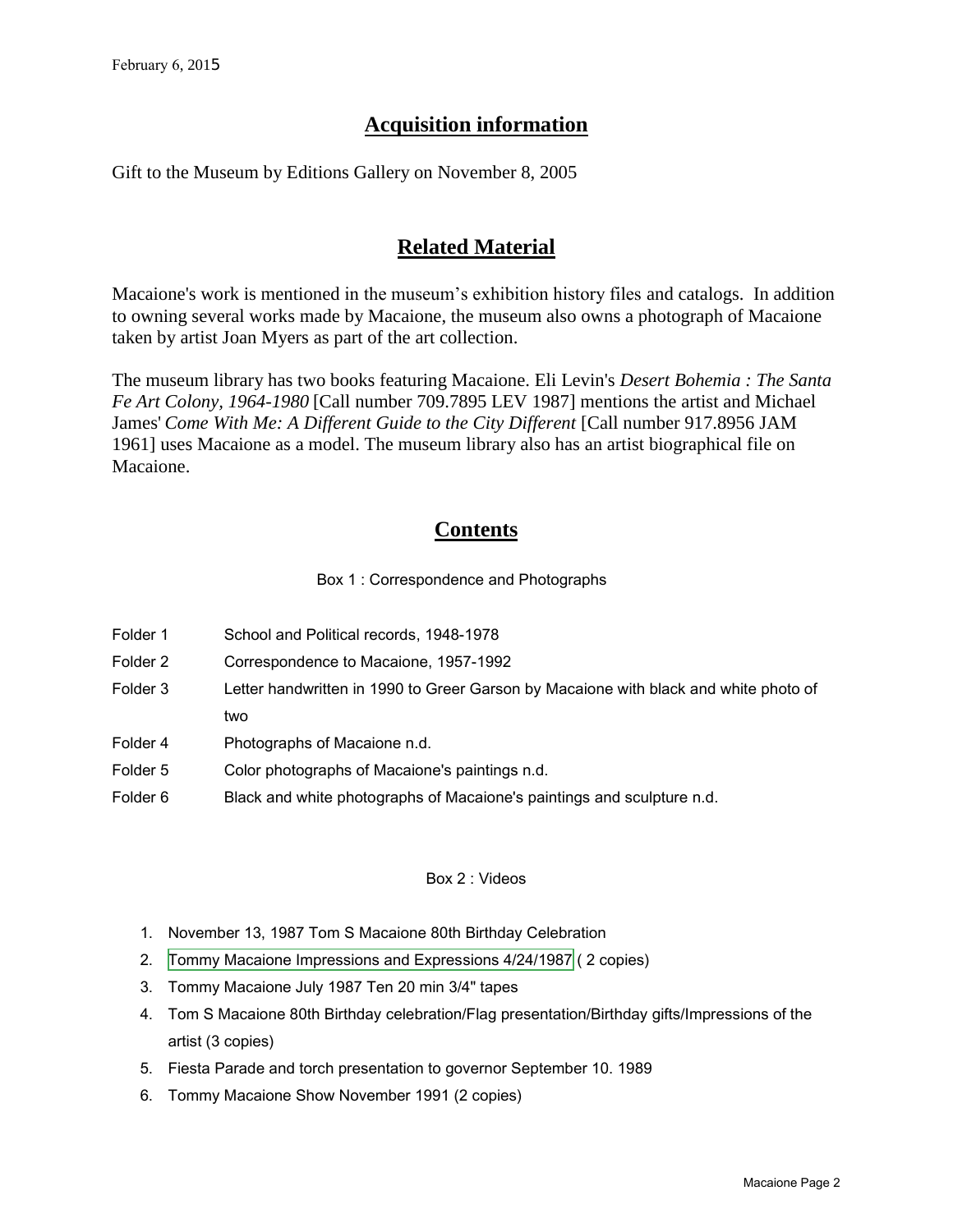## Acquisition information

Gift to the Museum by Editions Gallery on November 8, 2005

## Related Material

Macaione's work is mentioned in the museum's exhibition history files and catalogs. In addition to owning several works made by Macaione, the museum also owns a photograph of Macaione taken by artist Joan Myers as part of the art collection.

The museum library has two books featuring Macaione. Eli Levin's *Desert Bohemia : The Santa Fe Art Colony, 1964-1980* [Call number 709.7895 LEV 1987] mentions the artist and Michael James' *Come With Me: A Different Guide to the City Different* [Call number 917.8956 JAM 1961] uses Macaione as a model. The museum library also has an artist biographical file on Macaione.

## Contents

Box 1 : Correspondence and Photographs

| | |
|---|---|
| Folder 1 | School and Political records, 1948-1978 |
| Folder 2 | Correspondence to Macaione, 1957-1992 |
| Folder 3 | Letter handwritten in 1990 to Greer Garson by Macaione with black and white photo of two |
| Folder 4 | Photographs of Macaione n.d. |
| Folder 5 | Color photographs of Macaione's paintings n.d. |
| Folder 6 | Black and white photographs of Macaione's paintings and sculpture n.d. |

Box 2 : Videos

1. November 13, 1987 Tom S Macaione 80th Birthday Celebration
2. Tommy Macaione Impressions and Expressions 4/24/1987 ( 2 copies)
3. Tommy Macaione July 1987 Ten 20 min 3/4" tapes
4. Tom S Macaione 80th Birthday celebration/Flag presentation/Birthday gifts/Impressions of the artist (3 copies)
5. Fiesta Parade and torch presentation to governor September 10. 1989
6. Tommy Macaione Show November 1991 (2 copies)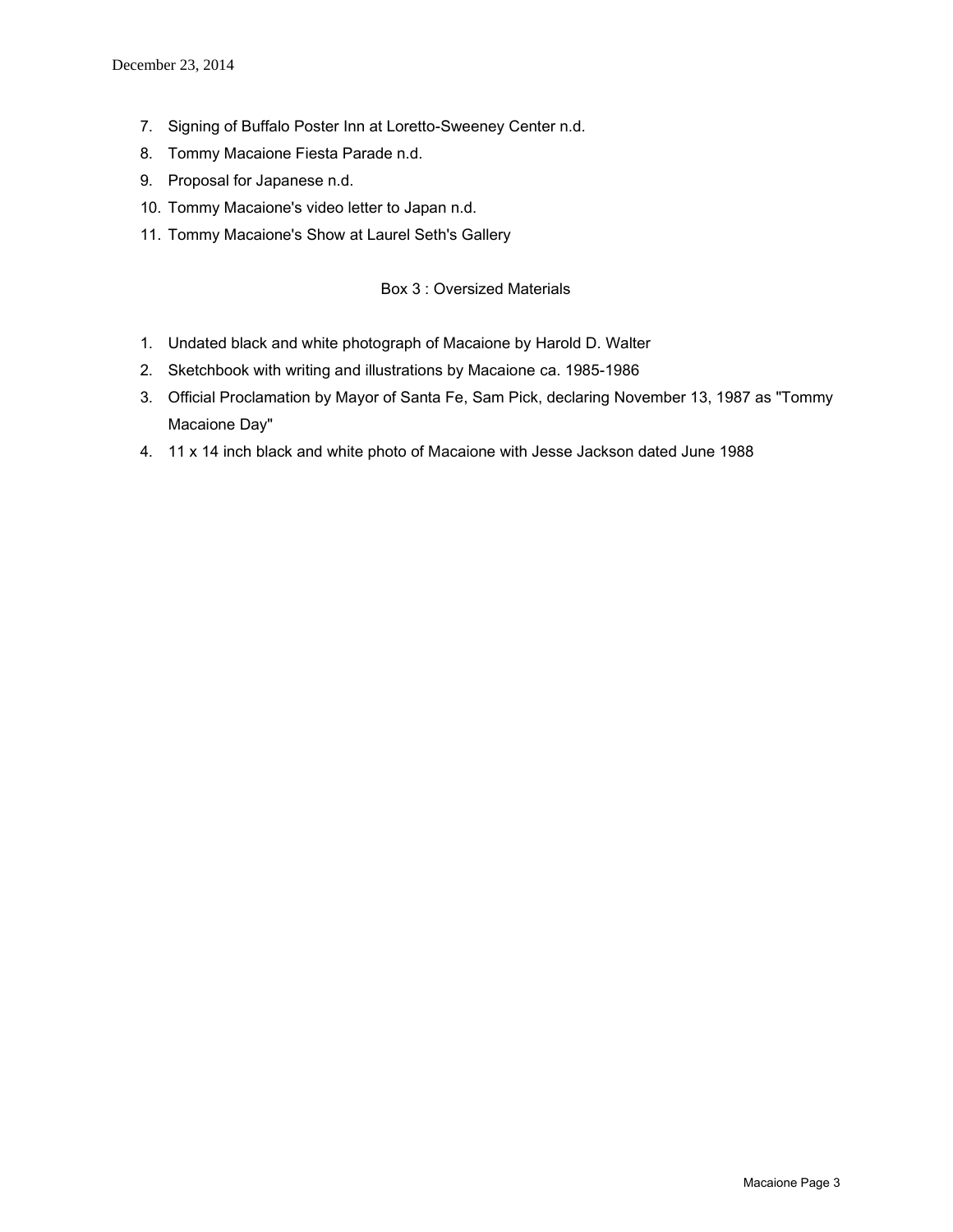7. Signing of Buffalo Poster Inn at Loretto-Sweeney Center n.d.
8. Tommy Macaione Fiesta Parade n.d.
9. Proposal for Japanese n.d.
10. Tommy Macaione's video letter to Japan n.d.
11. Tommy Macaione's Show at Laurel Seth's Gallery

Box 3 : Oversized Materials

1. Undated black and white photograph of Macaione by Harold D. Walter
2. Sketchbook with writing and illustrations by Macaione ca. 1985-1986
3. Official Proclamation by Mayor of Santa Fe, Sam Pick, declaring November 13, 1987 as "Tommy Macaione Day"
4. 11 x 14 inch black and white photo of Macaione with Jesse Jackson dated June 1988